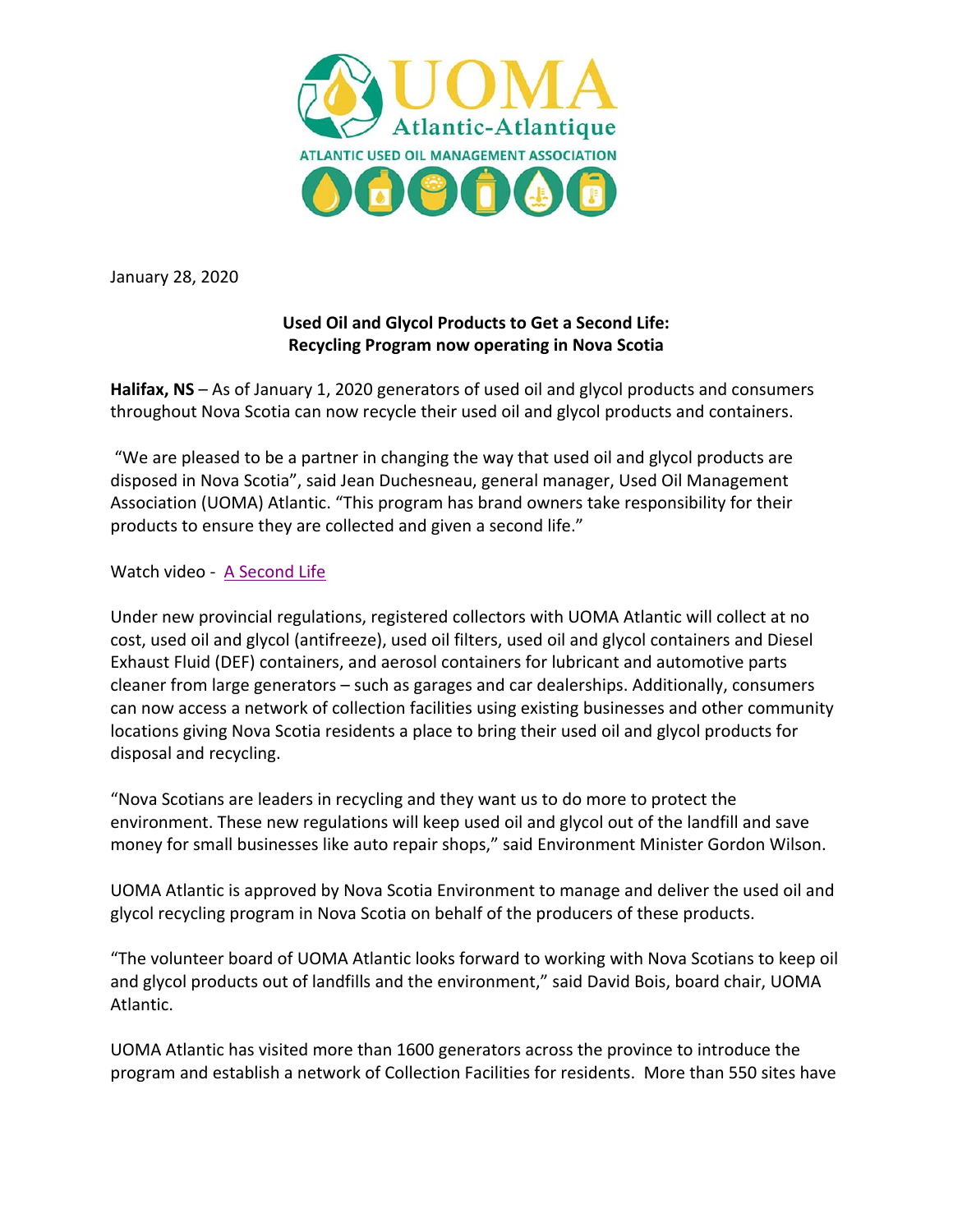UOMA Atlantic-Atlantique

ATLANTIC USED OIL MANAGEMENT ASSOCIATION

January 28, 2020

**Used Oil and Glycol Products to Get a Second Life:**
**Recycling Program now operating in Nova Scotia**

**Halifax, NS** – As of January 1, 2020 generators of used oil and glycol products and consumers throughout Nova Scotia can now recycle their used oil and glycol products and containers.

"We are pleased to be a partner in changing the way that used oil and glycol products are disposed in Nova Scotia", said Jean Duchesneau, general manager, Used Oil Management Association (UOMA) Atlantic. "This program has brand owners take responsibility for their products to ensure they are collected and given a second life."

Watch video - A Second Life

Under new provincial regulations, registered collectors with UOMA Atlantic will collect at no cost, used oil and glycol (antifreeze), used oil filters, used oil and glycol containers and Diesel Exhaust Fluid (DEF) containers, and aerosol containers for lubricant and automotive parts cleaner from large generators – such as garages and car dealerships. Additionally, consumers can now access a network of collection facilities using existing businesses and other community locations giving Nova Scotia residents a place to bring their used oil and glycol products for disposal and recycling.

"Nova Scotians are leaders in recycling and they want us to do more to protect the environment. These new regulations will keep used oil and glycol out of the landfill and save money for small businesses like auto repair shops," said Environment Minister Gordon Wilson.

UOMA Atlantic is approved by Nova Scotia Environment to manage and deliver the used oil and glycol recycling program in Nova Scotia on behalf of the producers of these products.

"The volunteer board of UOMA Atlantic looks forward to working with Nova Scotians to keep oil and glycol products out of landfills and the environment," said David Bois, board chair, UOMA Atlantic.

UOMA Atlantic has visited more than 1600 generators across the province to introduce the program and establish a network of Collection Facilities for residents. More than 550 sites have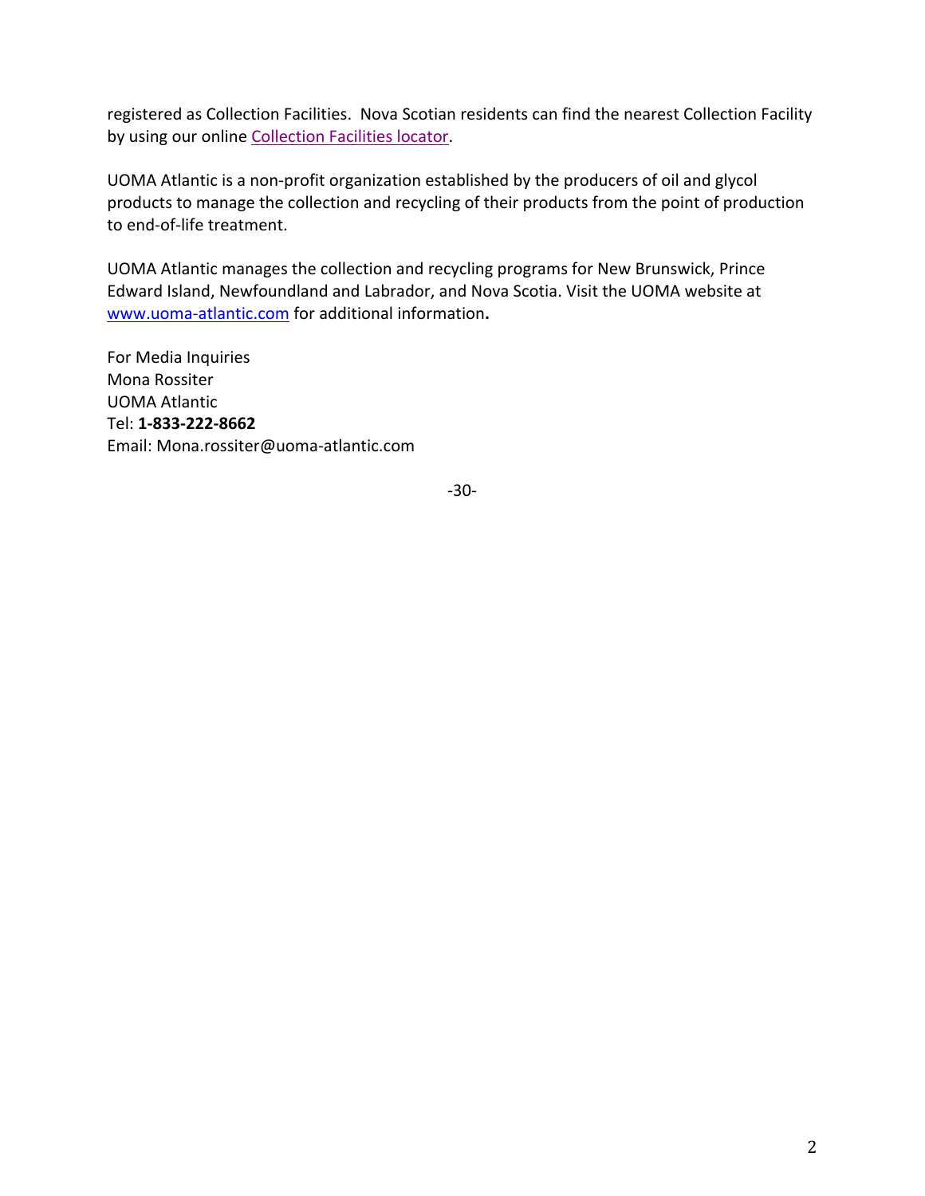registered as Collection Facilities. Nova Scotian residents can find the nearest Collection Facility by using our online [Collection Facilities locator](#).

UOMA Atlantic is a non-profit organization established by the producers of oil and glycol products to manage the collection and recycling of their products from the point of production to end-of-life treatment.

UOMA Atlantic manages the collection and recycling programs for New Brunswick, Prince Edward Island, Newfoundland and Labrador, and Nova Scotia. Visit the UOMA website at [www.uoma-atlantic.com](http://www.uoma-atlantic.com) for additional information**.**

For Media Inquiries
Mona Rossiter
UOMA Atlantic
Tel: **1-833-222-8662**
Email: Mona.rossiter@uoma-atlantic.com

-30-